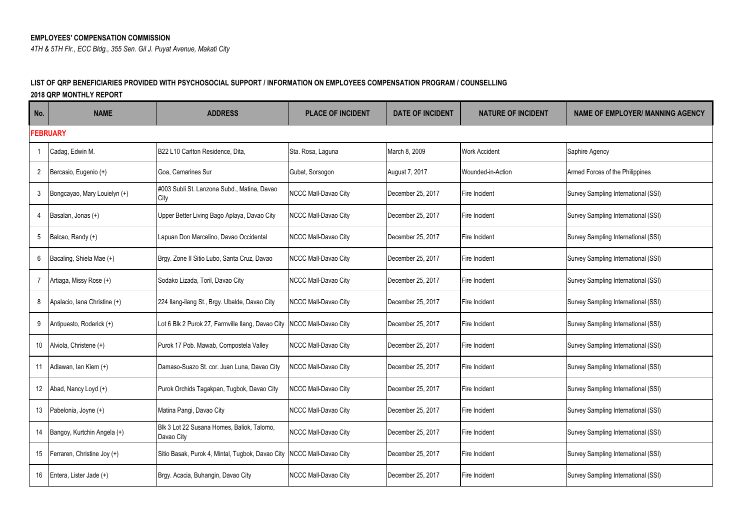**EMPLOYEES' COMPENSATION COMMISSION**

*4TH & 5TH Flr., ECC Bldg., 355 Sen. Gil J. Puyat Avenue, Makati City*

**LIST OF QRP BENEFICIARIES PROVIDED WITH PSYCHOSOCIAL SUPPORT / INFORMATION ON EMPLOYEES COMPENSATION PROGRAM / COUNSELLING**

**2018 QRP MONTHLY REPORT**

| No. | NAME | ADDRESS | PLACE OF INCIDENT | DATE OF INCIDENT | NATURE OF INCIDENT | NAME OF EMPLOYER/ MANNING AGENCY |
|---|---|---|---|---|---|---|
| **FEBRUARY** | | | | | | |
| 1 | Cadag, Edwin M. | B22 L10 Carlton Residence, Dita, | Sta. Rosa, Laguna | March 8, 2009 | Work Accident | Saphire Agency |
| 2 | Bercasio, Eugenio (+) | Goa, Camarines Sur | Gubat, Sorsogon | August 7, 2017 | Wounded-in-Action | Armed Forces of the Philippines |
| 3 | Bongcayao, Mary Louielyn (+) | #003 Subli St. Lanzona Subd., Matina, Davao City | NCCC Mall-Davao City | December 25, 2017 | Fire Incident | Survey Sampling International (SSI) |
| 4 | Basalan, Jonas (+) | Upper Better Living Bago Aplaya, Davao City | NCCC Mall-Davao City | December 25, 2017 | Fire Incident | Survey Sampling International (SSI) |
| 5 | Balcao, Randy (+) | Lapuan Don Marcelino, Davao Occidental | NCCC Mall-Davao City | December 25, 2017 | Fire Incident | Survey Sampling International (SSI) |
| 6 | Bacaling, Shiela Mae (+) | Brgy. Zone II Sitio Lubo, Santa Cruz, Davao | NCCC Mall-Davao City | December 25, 2017 | Fire Incident | Survey Sampling International (SSI) |
| 7 | Artiaga, Missy Rose (+) | Sodako Lizada, Toril, Davao City | NCCC Mall-Davao City | December 25, 2017 | Fire Incident | Survey Sampling International (SSI) |
| 8 | Apalacio, Iana Christine (+) | 224 Ilang-ilang St., Brgy. Ubalde, Davao City | NCCC Mall-Davao City | December 25, 2017 | Fire Incident | Survey Sampling International (SSI) |
| 9 | Antipuesto, Roderick (+) | Lot 6 Blk 2 Purok 27, Farmville Ilang, Davao City | NCCC Mall-Davao City | December 25, 2017 | Fire Incident | Survey Sampling International (SSI) |
| 10 | Alviola, Christene (+) | Purok 17 Pob. Mawab, Compostela Valley | NCCC Mall-Davao City | December 25, 2017 | Fire Incident | Survey Sampling International (SSI) |
| 11 | Adlawan, Ian Kiem (+) | Damaso-Suazo St. cor. Juan Luna, Davao City | NCCC Mall-Davao City | December 25, 2017 | Fire Incident | Survey Sampling International (SSI) |
| 12 | Abad, Nancy Loyd (+) | Purok Orchids Tagakpan, Tugbok, Davao City | NCCC Mall-Davao City | December 25, 2017 | Fire Incident | Survey Sampling International (SSI) |
| 13 | Pabelonia, Joyne (+) | Matina Pangi, Davao City | NCCC Mall-Davao City | December 25, 2017 | Fire Incident | Survey Sampling International (SSI) |
| 14 | Bangoy, Kurtchin Angela (+) | Blk 3 Lot 22 Susana Homes, Baliok, Talomo, Davao City | NCCC Mall-Davao City | December 25, 2017 | Fire Incident | Survey Sampling International (SSI) |
| 15 | Ferraren, Christine Joy (+) | Sitio Basak, Purok 4, Mintal, Tugbok, Davao City | NCCC Mall-Davao City | December 25, 2017 | Fire Incident | Survey Sampling International (SSI) |
| 16 | Entera, Lister Jade (+) | Brgy. Acacia, Buhangin, Davao City | NCCC Mall-Davao City | December 25, 2017 | Fire Incident | Survey Sampling International (SSI) |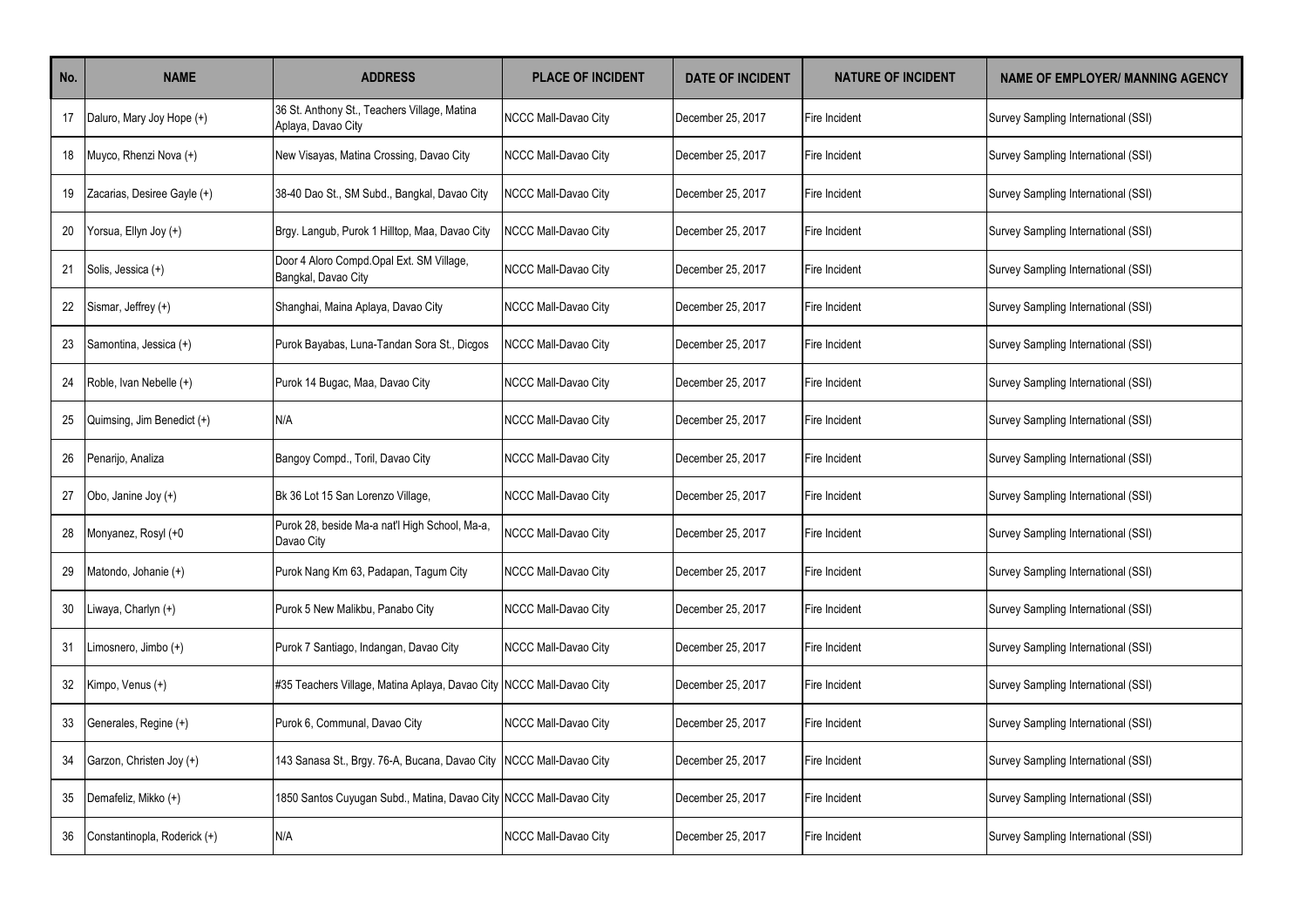| No. | NAME | ADDRESS | PLACE OF INCIDENT | DATE OF INCIDENT | NATURE OF INCIDENT | NAME OF EMPLOYER/ MANNING AGENCY |
|---|---|---|---|---|---|---|
| 17 | Daluro, Mary Joy Hope (+) | 36 St. Anthony St., Teachers Village, Matina Aplaya, Davao City | NCCC Mall-Davao City | December 25, 2017 | Fire Incident | Survey Sampling International (SSI) |
| 18 | Muyco, Rhenzi Nova (+) | New Visayas, Matina Crossing, Davao City | NCCC Mall-Davao City | December 25, 2017 | Fire Incident | Survey Sampling International (SSI) |
| 19 | Zacarias, Desiree Gayle (+) | 38-40 Dao St., SM Subd., Bangkal, Davao City | NCCC Mall-Davao City | December 25, 2017 | Fire Incident | Survey Sampling International (SSI) |
| 20 | Yorsua, Ellyn Joy (+) | Brgy. Langub, Purok 1 Hilltop, Maa, Davao City | NCCC Mall-Davao City | December 25, 2017 | Fire Incident | Survey Sampling International (SSI) |
| 21 | Solis, Jessica (+) | Door 4 Aloro Compd.Opal Ext. SM Village, Bangkal, Davao City | NCCC Mall-Davao City | December 25, 2017 | Fire Incident | Survey Sampling International (SSI) |
| 22 | Sismar, Jeffrey (+) | Shanghai, Maina Aplaya, Davao City | NCCC Mall-Davao City | December 25, 2017 | Fire Incident | Survey Sampling International (SSI) |
| 23 | Samontina, Jessica (+) | Purok Bayabas, Luna-Tandan Sora St., Dicgos | NCCC Mall-Davao City | December 25, 2017 | Fire Incident | Survey Sampling International (SSI) |
| 24 | Roble, Ivan Nebelle (+) | Purok 14 Bugac, Maa, Davao City | NCCC Mall-Davao City | December 25, 2017 | Fire Incident | Survey Sampling International (SSI) |
| 25 | Quimsing, Jim Benedict (+) | N/A | NCCC Mall-Davao City | December 25, 2017 | Fire Incident | Survey Sampling International (SSI) |
| 26 | Penarijo, Analiza | Bangoy Compd., Toril, Davao City | NCCC Mall-Davao City | December 25, 2017 | Fire Incident | Survey Sampling International (SSI) |
| 27 | Obo, Janine Joy (+) | Bk 36 Lot 15 San Lorenzo Village, | NCCC Mall-Davao City | December 25, 2017 | Fire Incident | Survey Sampling International (SSI) |
| 28 | Monyanez, Rosyl (+0 | Purok 28, beside Ma-a nat'l High School, Ma-a, Davao City | NCCC Mall-Davao City | December 25, 2017 | Fire Incident | Survey Sampling International (SSI) |
| 29 | Matondo, Johanie (+) | Purok Nang Km 63, Padapan, Tagum City | NCCC Mall-Davao City | December 25, 2017 | Fire Incident | Survey Sampling International (SSI) |
| 30 | Liwaya, Charlyn (+) | Purok 5 New Malikbu, Panabo City | NCCC Mall-Davao City | December 25, 2017 | Fire Incident | Survey Sampling International (SSI) |
| 31 | Limosnero, Jimbo (+) | Purok 7 Santiago, Indangan, Davao City | NCCC Mall-Davao City | December 25, 2017 | Fire Incident | Survey Sampling International (SSI) |
| 32 | Kimpo, Venus (+) | #35 Teachers Village, Matina Aplaya, Davao City | NCCC Mall-Davao City | December 25, 2017 | Fire Incident | Survey Sampling International (SSI) |
| 33 | Generales, Regine (+) | Purok 6, Communal, Davao City | NCCC Mall-Davao City | December 25, 2017 | Fire Incident | Survey Sampling International (SSI) |
| 34 | Garzon, Christen Joy (+) | 143 Sanasa St., Brgy. 76-A, Bucana, Davao City | NCCC Mall-Davao City | December 25, 2017 | Fire Incident | Survey Sampling International (SSI) |
| 35 | Demafeliz, Mikko (+) | 1850 Santos Cuyugan Subd., Matina, Davao City | NCCC Mall-Davao City | December 25, 2017 | Fire Incident | Survey Sampling International (SSI) |
| 36 | Constantinopla, Roderick (+) | N/A | NCCC Mall-Davao City | December 25, 2017 | Fire Incident | Survey Sampling International (SSI) |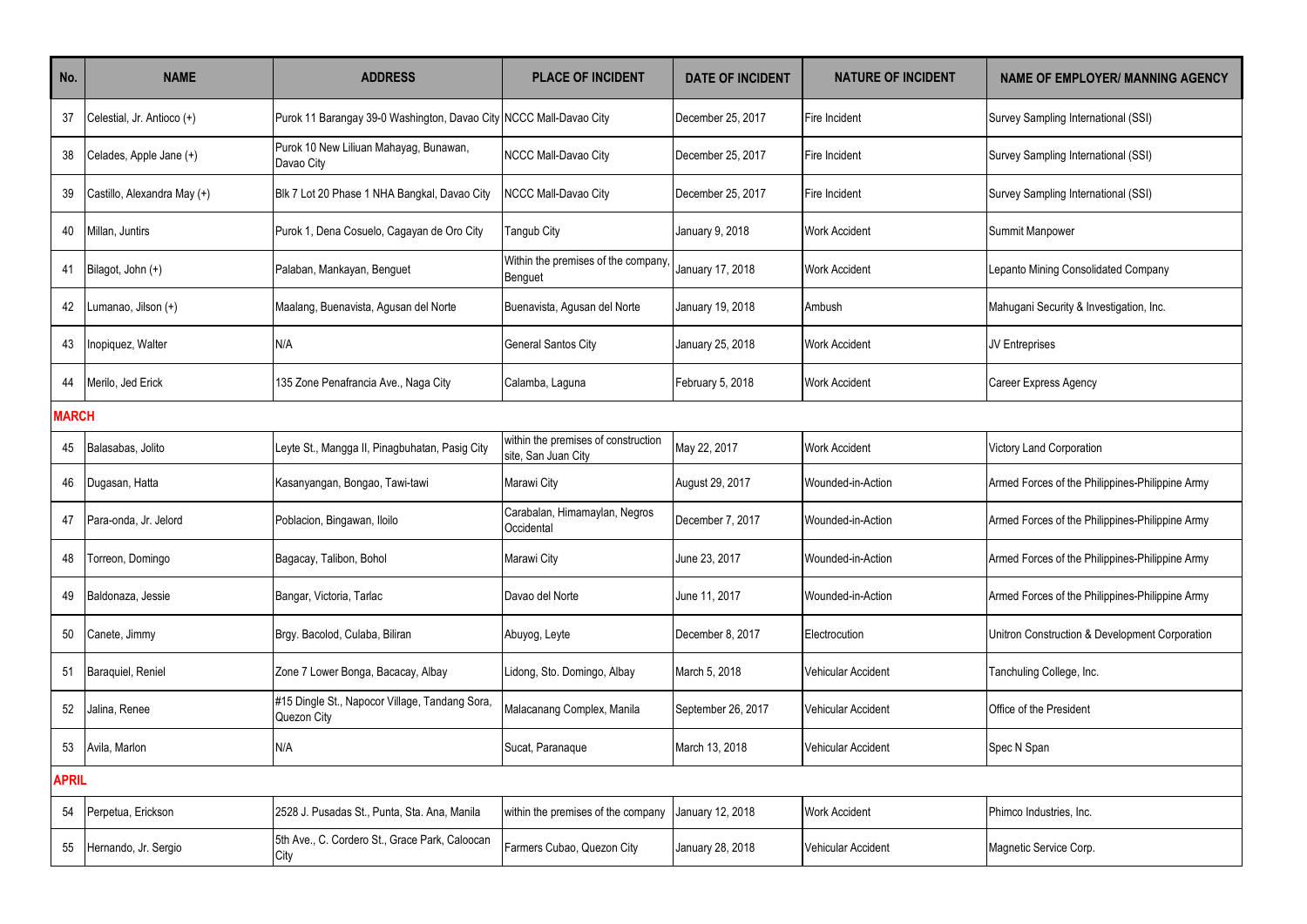| No. | NAME | ADDRESS | PLACE OF INCIDENT | DATE OF INCIDENT | NATURE OF INCIDENT | NAME OF EMPLOYER/ MANNING AGENCY |
|---|---|---|---|---|---|---|
| 37 | Celestial, Jr. Antioco (+) | Purok 11 Barangay 39-0 Washington, Davao City | NCCC Mall-Davao City | December 25, 2017 | Fire Incident | Survey Sampling International (SSI) |
| 38 | Celades, Apple Jane (+) | Purok 10 New Liliuan Mahayag, Bunawan, Davao City | NCCC Mall-Davao City | December 25, 2017 | Fire Incident | Survey Sampling International (SSI) |
| 39 | Castillo, Alexandra May (+) | Blk 7 Lot 20 Phase 1 NHA Bangkal, Davao City | NCCC Mall-Davao City | December 25, 2017 | Fire Incident | Survey Sampling International (SSI) |
| 40 | Millan, Juntirs | Purok 1, Dena Cosuelo, Cagayan de Oro City | Tangub City | January 9, 2018 | Work Accident | Summit Manpower |
| 41 | Bilagot, John (+) | Palaban, Mankayan, Benguet | Within the premises of the company, Benguet | January 17, 2018 | Work Accident | Lepanto Mining Consolidated Company |
| 42 | Lumanao, Jilson (+) | Maalang, Buenavista, Agusan del Norte | Buenavista, Agusan del Norte | January 19, 2018 | Ambush | Mahugani Security & Investigation, Inc. |
| 43 | Inopiquez, Walter | N/A | General Santos City | January 25, 2018 | Work Accident | JV Entreprises |
| 44 | Merilo, Jed Erick | 135 Zone Penafrancia Ave., Naga City | Calamba, Laguna | February 5, 2018 | Work Accident | Career Express Agency |
| **MARCH** | | | | | | |
| 45 | Balasabas, Jolito | Leyte St., Mangga II, Pinagbuhatan, Pasig City | within the premises of construction site, San Juan City | May 22, 2017 | Work Accident | Victory Land Corporation |
| 46 | Dugasan, Hatta | Kasanyangan, Bongao, Tawi-tawi | Marawi City | August 29, 2017 | Wounded-in-Action | Armed Forces of the Philippines-Philippine Army |
| 47 | Para-onda, Jr. Jelord | Poblacion, Bingawan, Iloilo | Carabalan, Himamaylan, Negros Occidental | December 7, 2017 | Wounded-in-Action | Armed Forces of the Philippines-Philippine Army |
| 48 | Torreon, Domingo | Bagacay, Talibon, Bohol | Marawi City | June 23, 2017 | Wounded-in-Action | Armed Forces of the Philippines-Philippine Army |
| 49 | Baldonaza, Jessie | Bangar, Victoria, Tarlac | Davao del Norte | June 11, 2017 | Wounded-in-Action | Armed Forces of the Philippines-Philippine Army |
| 50 | Canete, Jimmy | Brgy. Bacolod, Culaba, Biliran | Abuyog, Leyte | December 8, 2017 | Electrocution | Unitron Construction & Development Corporation |
| 51 | Baraquiel, Reniel | Zone 7 Lower Bonga, Bacacay, Albay | Lidong, Sto. Domingo, Albay | March 5, 2018 | Vehicular Accident | Tanchuling College, Inc. |
| 52 | Jalina, Renee | #15 Dingle St., Napocor Village, Tandang Sora, Quezon City | Malacanang Complex, Manila | September 26, 2017 | Vehicular Accident | Office of the President |
| 53 | Avila, Marlon | N/A | Sucat, Paranaque | March 13, 2018 | Vehicular Accident | Spec N Span |
| **APRIL** | | | | | | |
| 54 | Perpetua, Erickson | 2528 J. Pusadas St., Punta, Sta. Ana, Manila | within the premises of the company | January 12, 2018 | Work Accident | Phimco Industries, Inc. |
| 55 | Hernando, Jr. Sergio | 5th Ave., C. Cordero St., Grace Park, Caloocan City | Farmers Cubao, Quezon City | January 28, 2018 | Vehicular Accident | Magnetic Service Corp. |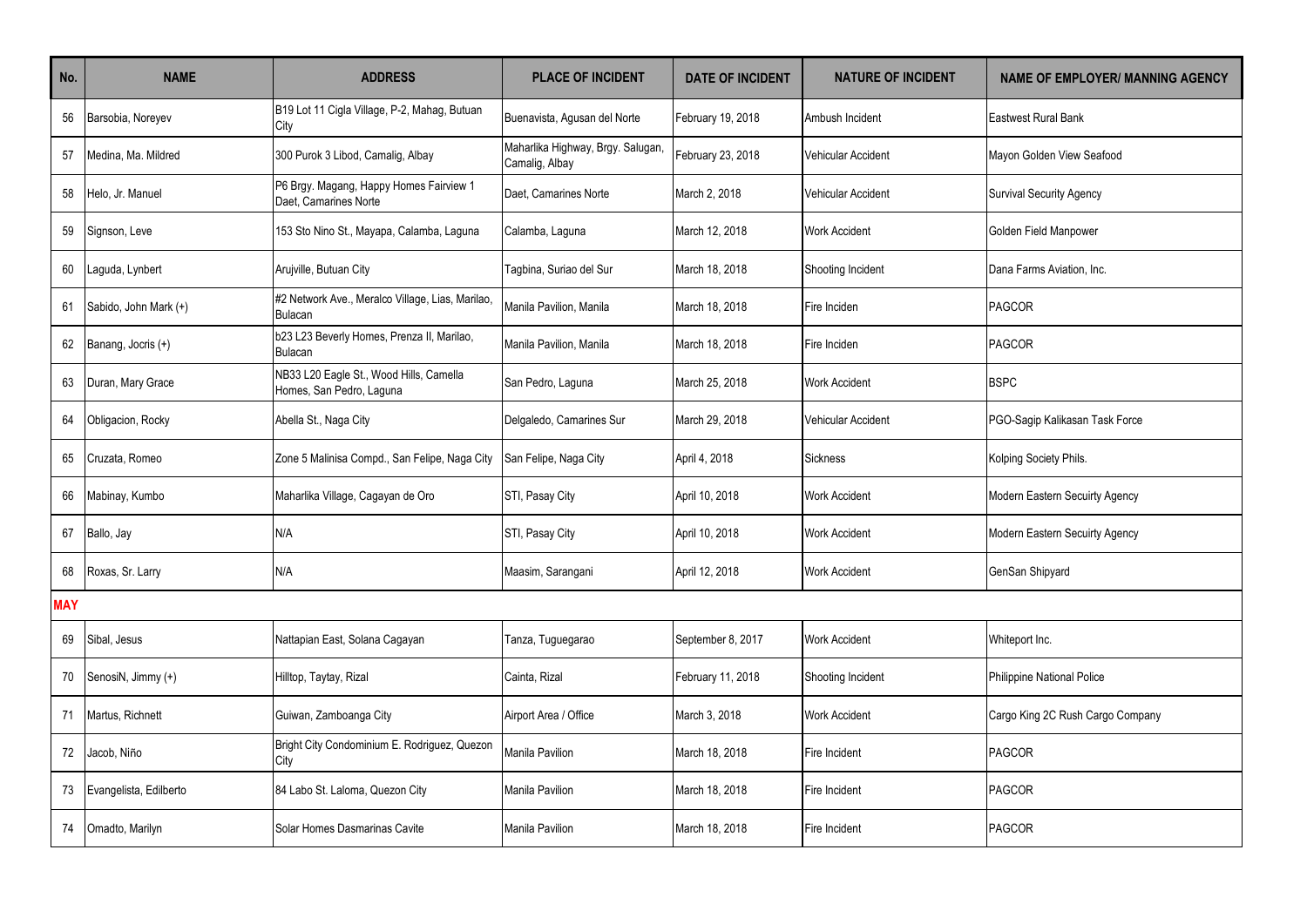| No. | NAME | ADDRESS | PLACE OF INCIDENT | DATE OF INCIDENT | NATURE OF INCIDENT | NAME OF EMPLOYER/ MANNING AGENCY |
|---|---|---|---|---|---|---|
| 56 | Barsobia, Noreyev | B19 Lot 11 Cigla Village, P-2, Mahag, Butuan City | Buenavista, Agusan del Norte | February 19, 2018 | Ambush Incident | Eastwest Rural Bank |
| 57 | Medina, Ma. Mildred | 300 Purok 3 Libod, Camalig, Albay | Maharlika Highway, Brgy. Salugan, Camalig, Albay | February 23, 2018 | Vehicular Accident | Mayon Golden View Seafood |
| 58 | Helo, Jr. Manuel | P6 Brgy. Magang, Happy Homes Fairview 1 Daet, Camarines Norte | Daet, Camarines Norte | March 2, 2018 | Vehicular Accident | Survival Security Agency |
| 59 | Signson, Leve | 153 Sto Nino St., Mayapa, Calamba, Laguna | Calamba, Laguna | March 12, 2018 | Work Accident | Golden Field Manpower |
| 60 | Laguda, Lynbert | Arujville, Butuan City | Tagbina, Suriao del Sur | March 18, 2018 | Shooting Incident | Dana Farms Aviation, Inc. |
| 61 | Sabido, John Mark (+) | #2 Network Ave., Meralco Village, Lias, Marilao, Bulacan | Manila Pavilion, Manila | March 18, 2018 | Fire Inciden | PAGCOR |
| 62 | Banang, Jocris (+) | b23 L23 Beverly Homes, Prenza II, Marilao, Bulacan | Manila Pavilion, Manila | March 18, 2018 | Fire Inciden | PAGCOR |
| 63 | Duran, Mary Grace | NB33 L20 Eagle St., Wood Hills, Camella Homes, San Pedro, Laguna | San Pedro, Laguna | March 25, 2018 | Work Accident | BSPC |
| 64 | Obligacion, Rocky | Abella St., Naga City | Delgaledo, Camarines Sur | March 29, 2018 | Vehicular Accident | PGO-Sagip Kalikasan Task Force |
| 65 | Cruzata, Romeo | Zone 5 Malinisa Compd., San Felipe, Naga City | San Felipe, Naga City | April 4, 2018 | Sickness | Kolping Society Phils. |
| 66 | Mabinay, Kumbo | Maharlika Village, Cagayan de Oro | STI, Pasay City | April 10, 2018 | Work Accident | Modern Eastern Secuirty Agency |
| 67 | Ballo, Jay | N/A | STI, Pasay City | April 10, 2018 | Work Accident | Modern Eastern Secuirty Agency |
| 68 | Roxas, Sr. Larry | N/A | Maasim, Sarangani | April 12, 2018 | Work Accident | GenSan Shipyard |
| **MAY** | | | | | | |
| 69 | Sibal, Jesus | Nattapian East, Solana Cagayan | Tanza, Tuguegarao | September 8, 2017 | Work Accident | Whiteport Inc. |
| 70 | SenosiN, Jimmy (+) | Hilltop, Taytay, Rizal | Cainta, Rizal | February 11, 2018 | Shooting Incident | Philippine National Police |
| 71 | Martus, Richnett | Guiwan, Zamboanga City | Airport Area / Office | March 3, 2018 | Work Accident | Cargo King 2C Rush Cargo Company |
| 72 | Jacob, Niño | Bright City Condominium E. Rodriguez, Quezon City | Manila Pavilion | March 18, 2018 | Fire Incident | PAGCOR |
| 73 | Evangelista, Edilberto | 84 Labo St. Laloma, Quezon City | Manila Pavilion | March 18, 2018 | Fire Incident | PAGCOR |
| 74 | Omadto, Marilyn | Solar Homes Dasmarinas Cavite | Manila Pavilion | March 18, 2018 | Fire Incident | PAGCOR |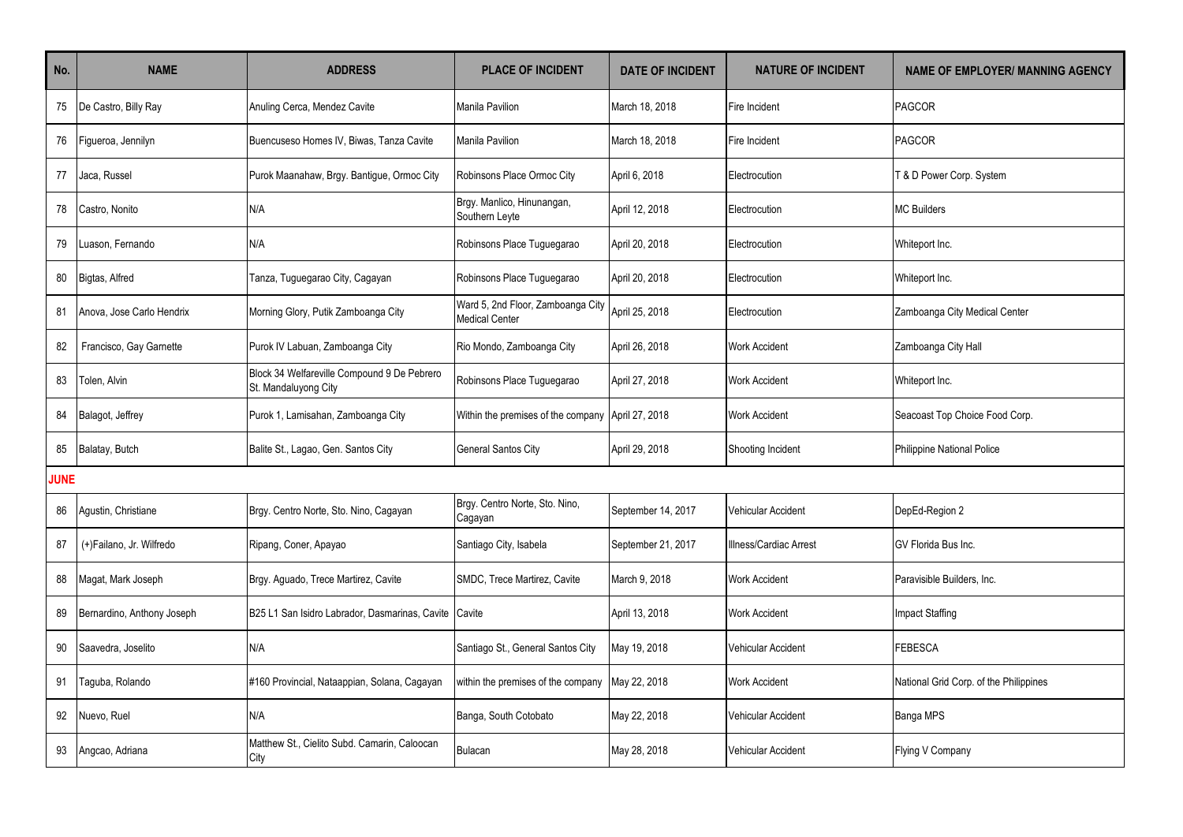| No. | NAME | ADDRESS | PLACE OF INCIDENT | DATE OF INCIDENT | NATURE OF INCIDENT | NAME OF EMPLOYER/ MANNING AGENCY |
|---|---|---|---|---|---|---|
| 75 | De Castro, Billy Ray | Anuling Cerca, Mendez Cavite | Manila Pavilion | March 18, 2018 | Fire Incident | PAGCOR |
| 76 | Figueroa, Jennilyn | Buencuseso Homes IV, Biwas, Tanza Cavite | Manila Pavilion | March 18, 2018 | Fire Incident | PAGCOR |
| 77 | Jaca, Russel | Purok Maanahaw, Brgy. Bantigue, Ormoc City | Robinsons Place Ormoc City | April 6, 2018 | Electrocution | T & D Power Corp. System |
| 78 | Castro, Nonito | N/A | Brgy. Manlico, Hinunangan, Southern Leyte | April 12, 2018 | Electrocution | MC Builders |
| 79 | Luason, Fernando | N/A | Robinsons Place Tuguegarao | April 20, 2018 | Electrocution | Whiteport Inc. |
| 80 | Bigtas, Alfred | Tanza, Tuguegarao City, Cagayan | Robinsons Place Tuguegarao | April 20, 2018 | Electrocution | Whiteport Inc. |
| 81 | Anova, Jose Carlo Hendrix | Morning Glory, Putik Zamboanga City | Ward 5, 2nd Floor, Zamboanga City Medical Center | April 25, 2018 | Electrocution | Zamboanga City Medical Center |
| 82 | Francisco, Gay Garnette | Purok IV Labuan, Zamboanga City | Rio Mondo, Zamboanga City | April 26, 2018 | Work Accident | Zamboanga City Hall |
| 83 | Tolen, Alvin | Block 34 Welfareville Compound 9 De Pebrero St. Mandaluyong City | Robinsons Place Tuguegarao | April 27, 2018 | Work Accident | Whiteport Inc. |
| 84 | Balagot, Jeffrey | Purok 1, Lamisahan, Zamboanga City | Within the premises of the company | April 27, 2018 | Work Accident | Seacoast Top Choice Food Corp. |
| 85 | Balatay, Butch | Balite St., Lagao, Gen. Santos City | General Santos City | April 29, 2018 | Shooting Incident | Philippine National Police |
| **JUNE** | | | | | | |
| 86 | Agustin, Christiane | Brgy. Centro Norte, Sto. Nino, Cagayan | Brgy. Centro Norte, Sto. Nino, Cagayan | September 14, 2017 | Vehicular Accident | DepEd-Region 2 |
| 87 | (+)Failano, Jr. Wilfredo | Ripang, Coner, Apayao | Santiago City, Isabela | September 21, 2017 | Illness/Cardiac Arrest | GV Florida Bus Inc. |
| 88 | Magat, Mark Joseph | Brgy. Aguado, Trece Martirez, Cavite | SMDC, Trece Martirez, Cavite | March 9, 2018 | Work Accident | Paravisible Builders, Inc. |
| 89 | Bernardino, Anthony Joseph | B25 L1 San Isidro Labrador, Dasmarinas, Cavite | Cavite | April 13, 2018 | Work Accident | Impact Staffing |
| 90 | Saavedra, Joselito | N/A | Santiago St., General Santos City | May 19, 2018 | Vehicular Accident | FEBESCA |
| 91 | Taguba, Rolando | #160 Provincial, Nataappian, Solana, Cagayan | within the premises of the company | May 22, 2018 | Work Accident | National Grid Corp. of the Philippines |
| 92 | Nuevo, Ruel | N/A | Banga, South Cotobato | May 22, 2018 | Vehicular Accident | Banga MPS |
| 93 | Angcao, Adriana | Matthew St., Cielito Subd. Camarin, Caloocan City | Bulacan | May 28, 2018 | Vehicular Accident | Flying V Company |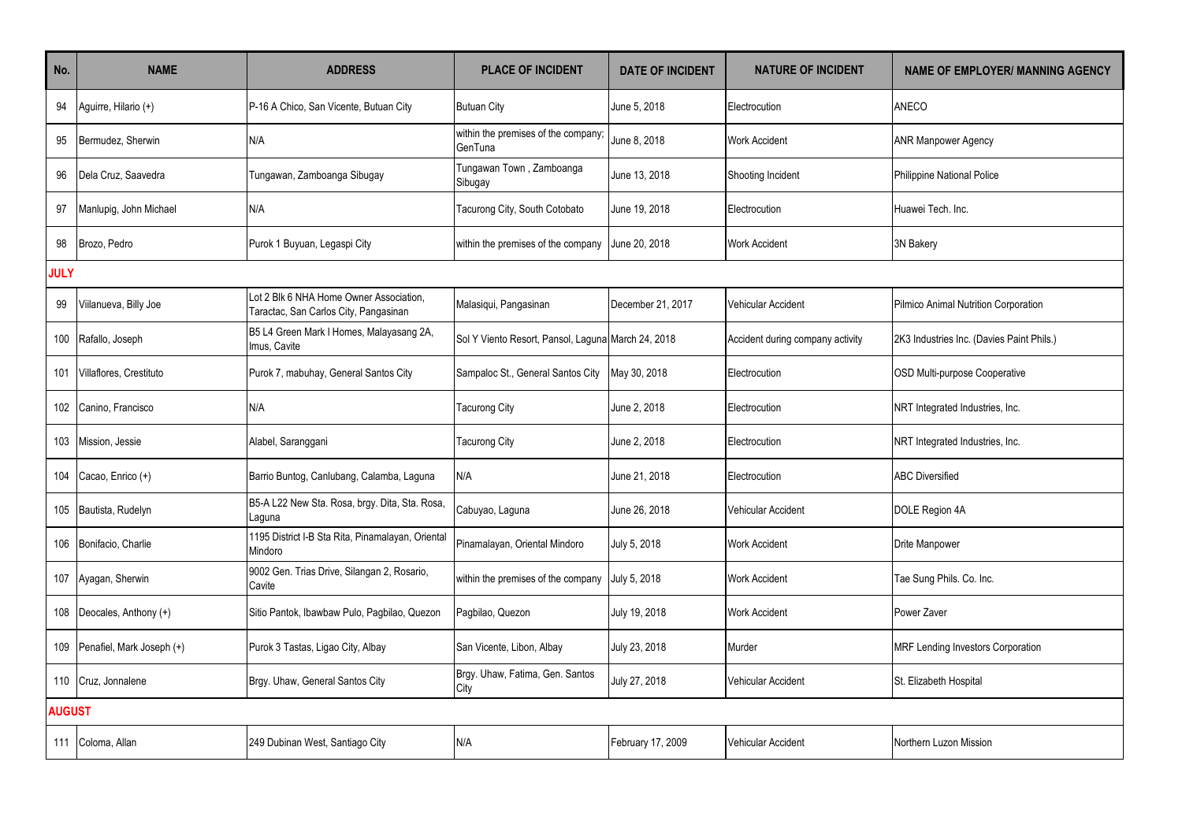| No. | NAME | ADDRESS | PLACE OF INCIDENT | DATE OF INCIDENT | NATURE OF INCIDENT | NAME OF EMPLOYER/ MANNING AGENCY |
|---|---|---|---|---|---|---|
| 94 | Aguirre, Hilario (+) | P-16 A Chico, San Vicente, Butuan City | Butuan City | June 5, 2018 | Electrocution | ANECO |
| 95 | Bermudez, Sherwin | N/A | within the premises of the company; GenTuna | June 8, 2018 | Work Accident | ANR Manpower Agency |
| 96 | Dela Cruz, Saavedra | Tungawan, Zamboanga Sibugay | Tungawan Town , Zamboanga Sibugay | June 13, 2018 | Shooting Incident | Philippine National Police |
| 97 | Manlupig, John Michael | N/A | Tacurong City, South Cotobato | June 19, 2018 | Electrocution | Huawei Tech. Inc. |
| 98 | Brozo, Pedro | Purok 1 Buyuan, Legaspi City | within the premises of the company | June 20, 2018 | Work Accident | 3N Bakery |
| **JULY** | | | | | | |
| 99 | Viilanueva, Billy Joe | Lot 2 Blk 6 NHA Home Owner Association, Taractac, San Carlos City, Pangasinan | Malasiqui, Pangasinan | December 21, 2017 | Vehicular Accident | Pilmico Animal Nutrition Corporation |
| 100 | Rafallo, Joseph | B5 L4 Green Mark I Homes, Malayasang 2A, Imus, Cavite | Sol Y Viento Resort, Pansol, Laguna | March 24, 2018 | Accident during company activity | 2K3 Industries Inc. (Davies Paint Phils.) |
| 101 | Villaflores, Crestituto | Purok 7, mabuhay, General Santos City | Sampaloc St., General Santos City | May 30, 2018 | Electrocution | OSD Multi-purpose Cooperative |
| 102 | Canino, Francisco | N/A | Tacurong City | June 2, 2018 | Electrocution | NRT Integrated Industries, Inc. |
| 103 | Mission, Jessie | Alabel, Saranggani | Tacurong City | June 2, 2018 | Electrocution | NRT Integrated Industries, Inc. |
| 104 | Cacao, Enrico (+) | Barrio Buntog, Canlubang, Calamba, Laguna | N/A | June 21, 2018 | Electrocution | ABC Diversified |
| 105 | Bautista, Rudelyn | B5-A L22 New Sta. Rosa, brgy. Dita, Sta. Rosa, Laguna | Cabuyao, Laguna | June 26, 2018 | Vehicular Accident | DOLE Region 4A |
| 106 | Bonifacio, Charlie | 1195 District I-B Sta Rita, Pinamalayan, Oriental Mindoro | Pinamalayan, Oriental Mindoro | July 5, 2018 | Work Accident | Drite Manpower |
| 107 | Ayagan, Sherwin | 9002 Gen. Trias Drive, Silangan 2, Rosario, Cavite | within the premises of the company | July 5, 2018 | Work Accident | Tae Sung Phils. Co. Inc. |
| 108 | Deocales, Anthony (+) | Sitio Pantok, Ibawbaw Pulo, Pagbilao, Quezon | Pagbilao, Quezon | July 19, 2018 | Work Accident | Power Zaver |
| 109 | Penafiel, Mark Joseph (+) | Purok 3 Tastas, Ligao City, Albay | San Vicente, Libon, Albay | July 23, 2018 | Murder | MRF Lending Investors Corporation |
| 110 | Cruz, Jonnalene | Brgy. Uhaw, General Santos City | Brgy. Uhaw, Fatima, Gen. Santos City | July 27, 2018 | Vehicular Accident | St. Elizabeth Hospital |
| **AUGUST** | | | | | | |
| 111 | Coloma, Allan | 249 Dubinan West, Santiago City | N/A | February 17, 2009 | Vehicular Accident | Northern Luzon Mission |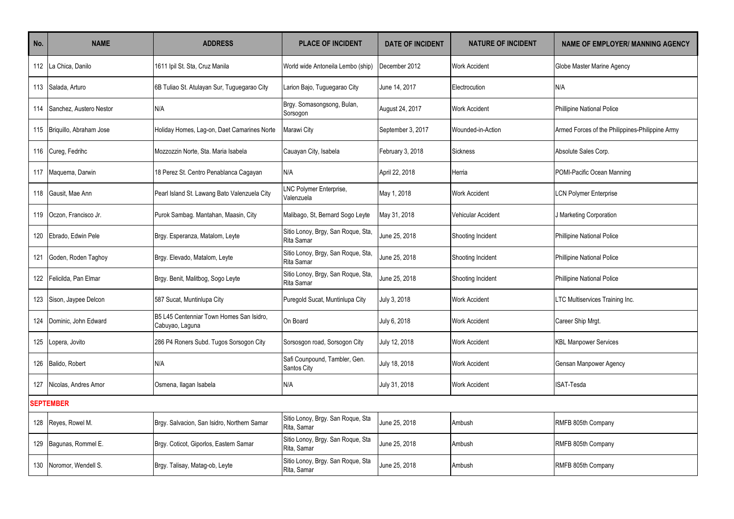| No. | NAME | ADDRESS | PLACE OF INCIDENT | DATE OF INCIDENT | NATURE OF INCIDENT | NAME OF EMPLOYER/ MANNING AGENCY |
|---|---|---|---|---|---|---|
| 112 | La Chica, Danilo | 1611 Ipil St. Sta, Cruz Manila | World wide Antoneila Lembo (ship) | December 2012 | Work Accident | Globe Master Marine Agency |
| 113 | Salada, Arturo | 6B Tuliao St. Atulayan Sur, Tuguegarao City | Larion Bajo, Tuguegarao City | June 14, 2017 | Electrocution | N/A |
| 114 | Sanchez, Austero Nestor | N/A | Brgy. Somasongsong, Bulan, Sorsogon | August 24, 2017 | Work Accident | Phillipine National Police |
| 115 | Briquillo, Abraham Jose | Holiday Homes, Lag-on, Daet Camarines Norte | Marawi City | September 3, 2017 | Wounded-in-Action | Armed Forces of the Philippines-Philippine Army |
| 116 | Cureg, Fedrihc | Mozzozzin Norte, Sta. Maria Isabela | Cauayan City, Isabela | February 3, 2018 | Sickness | Absolute Sales Corp. |
| 117 | Maquema, Darwin | 18 Perez St. Centro Penablanca Cagayan | N/A | April 22, 2018 | Herria | POMI-Pacific Ocean Manning |
| 118 | Gausit, Mae Ann | Pearl Island St. Lawang Bato Valenzuela City | LNC Polymer Enterprise, Valenzuela | May 1, 2018 | Work Accident | LCN Polymer Enterprise |
| 119 | Oczon, Francisco Jr. | Purok Sambag. Mantahan, Maasin, City | Malibago, St, Bernard Sogo Leyte | May 31, 2018 | Vehicular Accident | J Marketing Corporation |
| 120 | Ebrado, Edwin Pele | Brgy. Esperanza, Matalom, Leyte | Sitio Lonoy, Brgy, San Roque, Sta, Rita Samar | June 25, 2018 | Shooting Incident | Phillipine National Police |
| 121 | Goden, Roden Taghoy | Brgy. Elevado, Matalom, Leyte | Sitio Lonoy, Brgy, San Roque, Sta, Rita Samar | June 25, 2018 | Shooting Incident | Phillipine National Police |
| 122 | Felicilda, Pan Elmar | Brgy. Benit, Malitbog, Sogo Leyte | Sitio Lonoy, Brgy, San Roque, Sta, Rita Samar | June 25, 2018 | Shooting Incident | Phillipine National Police |
| 123 | Sison, Jaypee Delcon | 587 Sucat, Muntinlupa City | Puregold Sucat, Muntinlupa City | July 3, 2018 | Work Accident | LTC Multiservices Training Inc. |
| 124 | Dominic, John Edward | B5 L45 Centenniar Town Homes San Isidro, Cabuyao, Laguna | On Board | July 6, 2018 | Work Accident | Career Ship Mrgt. |
| 125 | Lopera, Jovito | 286 P4 Roners Subd. Tugos Sorsogon City | Sorsosgon road, Sorsogon City | July 12, 2018 | Work Accident | KBL Manpower Services |
| 126 | Balido, Robert | N/A | Safi Counpound, Tambler, Gen. Santos City | July 18, 2018 | Work Accident | Gensan Manpower Agency |
| 127 | Nicolas, Andres Amor | Osmena, Ilagan Isabela | N/A | July 31, 2018 | Work Accident | ISAT-Tesda |
| **SEPTEMBER** | | | | | | |
| 128 | Reyes, Rowel M. | Brgy. Salvacion, San Isidro, Northern Samar | Sitio Lonoy, Brgy. San Roque, Sta Rita, Samar | June 25, 2018 | Ambush | RMFB 805th Company |
| 129 | Bagunas, Rommel E. | Brgy. Coticot, Giporlos, Eastern Samar | Sitio Lonoy, Brgy. San Roque, Sta Rita, Samar | June 25, 2018 | Ambush | RMFB 805th Company |
| 130 | Noromor, Wendell S. | Brgy. Talisay, Matag-ob, Leyte | Sitio Lonoy, Brgy. San Roque, Sta Rita, Samar | June 25, 2018 | Ambush | RMFB 805th Company |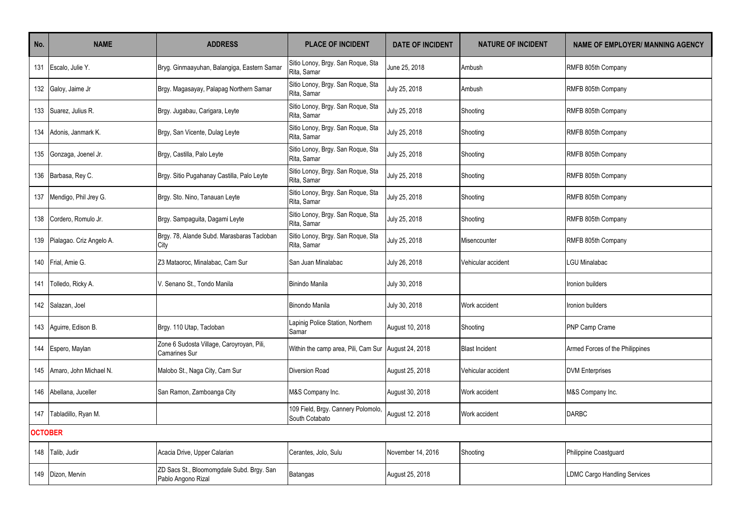| No. | NAME | ADDRESS | PLACE OF INCIDENT | DATE OF INCIDENT | NATURE OF INCIDENT | NAME OF EMPLOYER/ MANNING AGENCY |
|---|---|---|---|---|---|---|
| 131 | Escalo, Julie Y. | Bryg. Ginmaayuhan, Balangiga, Eastern Samar | Sitio Lonoy, Brgy. San Roque, Sta Rita, Samar | June 25, 2018 | Ambush | RMFB 805th Company |
| 132 | Galoy, Jaime Jr | Brgy. Magasaysay, Palapag Northern Samar | Sitio Lonoy, Brgy. San Roque, Sta Rita, Samar | July 25, 2018 | Ambush | RMFB 805th Company |
| 133 | Suarez, Julius R. | Brgy. Jugabau, Carigara, Leyte | Sitio Lonoy, Brgy. San Roque, Sta Rita, Samar | July 25, 2018 | Shooting | RMFB 805th Company |
| 134 | Adonis, Janmark K. | Brgy, San Vicente, Dulag Leyte | Sitio Lonoy, Brgy. San Roque, Sta Rita, Samar | July 25, 2018 | Shooting | RMFB 805th Company |
| 135 | Gonzaga, Joenel Jr. | Brgy, Castilla, Palo Leyte | Sitio Lonoy, Brgy. San Roque, Sta Rita, Samar | July 25, 2018 | Shooting | RMFB 805th Company |
| 136 | Barbasa, Rey C. | Brgy. Sitio Pugahanay Castilla, Palo Leyte | Sitio Lonoy, Brgy. San Roque, Sta Rita, Samar | July 25, 2018 | Shooting | RMFB 805th Company |
| 137 | Mendigo, Phil Jrey G. | Brgy. Sto. Nino, Tanauan Leyte | Sitio Lonoy, Brgy. San Roque, Sta Rita, Samar | July 25, 2018 | Shooting | RMFB 805th Company |
| 138 | Cordero, Romulo Jr. | Brgy. Sampaguita, Dagami Leyte | Sitio Lonoy, Brgy. San Roque, Sta Rita, Samar | July 25, 2018 | Shooting | RMFB 805th Company |
| 139 | Pialagao. Criz Angelo A. | Brgy. 78, Alande Subd. Marasbaras Tacloban City | Sitio Lonoy, Brgy. San Roque, Sta Rita, Samar | July 25, 2018 | Misencounter | RMFB 805th Company |
| 140 | Frial, Amie G. | Z3 Mataoroc, Minalabac, Cam Sur | San Juan Minalabac | July 26, 2018 | Vehicular accident | LGU Minalabac |
| 141 | Tolledo, Ricky A. | V. Senano St., Tondo Manila | Binindo Manila | July 30, 2018 | | Ironion builders |
| 142 | Salazan, Joel | | Binondo Manila | July 30, 2018 | Work accident | Ironion builders |
| 143 | Aguirre, Edison B. | Brgy. 110 Utap, Tacloban | Lapinig Police Station, Northern Samar | August 10, 2018 | Shooting | PNP Camp Crame |
| 144 | Espero, Maylan | Zone 6 Sudosta Village, Caroyroyan, Pili, Camarines Sur | Within the camp area, Pili, Cam Sur | August 24, 2018 | Blast Incident | Armed Forces of the Philippines |
| 145 | Amaro, John Michael N. | Malobo St., Naga City, Cam Sur | Diversion Road | August 25, 2018 | Vehicular accident | DVM Enterprises |
| 146 | Abellana, Juceller | San Ramon, Zamboanga City | M&S Company Inc. | August 30, 2018 | Work accident | M&S Company Inc. |
| 147 | Tabladillo, Ryan M. | | 109 Field, Brgy. Cannery Polomolo, South Cotabato | August 12. 2018 | Work accident | DARBC |
| **OCTOBER** | | | | | | |
| 148 | Talib, Judir | Acacia Drive, Upper Calarian | Cerantes, Jolo, Sulu | November 14, 2016 | Shooting | Philippine Coastguard |
| 149 | Dizon, Mervin | ZD Sacs St., Bloomomgdale Subd. Brgy. San Pablo Angono Rizal | Batangas | August 25, 2018 | | LDMC Cargo Handling Services |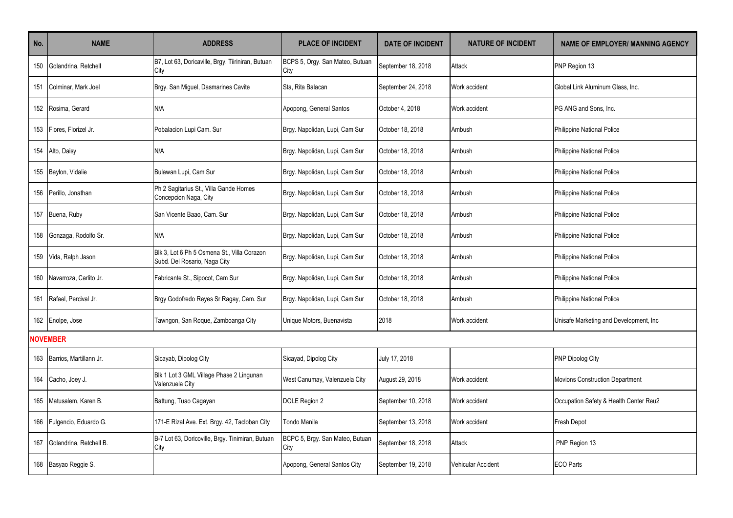| No. | NAME | ADDRESS | PLACE OF INCIDENT | DATE OF INCIDENT | NATURE OF INCIDENT | NAME OF EMPLOYER/ MANNING AGENCY |
|---|---|---|---|---|---|---|
| 150 | Golandrina, Retchell | B7, Lot 63, Doricaville, Brgy. Tiiriniran, Butuan City | BCPS 5, Orgy. San Mateo, Butuan City | September 18, 2018 | Attack | PNP Region 13 |
| 151 | Colminar, Mark Joel | Brgy. San Miguel, Dasmarines Cavite | Sta, Rita Balacan | September 24, 2018 | Work accident | Global Link Aluminum Glass, Inc. |
| 152 | Rosima, Gerard | N/A | Apopong, General Santos | October 4, 2018 | Work accident | PG ANG and Sons, Inc. |
| 153 | Flores, Florizel Jr. | Pobalacion Lupi Cam. Sur | Brgy. Napolidan, Lupi, Cam Sur | October 18, 2018 | Ambush | Philippine National Police |
| 154 | Alto, Daisy | N/A | Brgy. Napolidan, Lupi, Cam Sur | October 18, 2018 | Ambush | Philippine National Police |
| 155 | Baylon, Vidalie | Bulawan Lupi, Cam Sur | Brgy. Napolidan, Lupi, Cam Sur | October 18, 2018 | Ambush | Philippine National Police |
| 156 | Perillo, Jonathan | Ph 2 Sagitarius St., Villa Gande Homes Concepcion Naga, City | Brgy. Napolidan, Lupi, Cam Sur | October 18, 2018 | Ambush | Philippine National Police |
| 157 | Buena, Ruby | San Vicente Baao, Cam. Sur | Brgy. Napolidan, Lupi, Cam Sur | October 18, 2018 | Ambush | Philippine National Police |
| 158 | Gonzaga, Rodolfo Sr. | N/A | Brgy. Napolidan, Lupi, Cam Sur | October 18, 2018 | Ambush | Philippine National Police |
| 159 | Vida, Ralph Jason | Blk 3, Lot 6 Ph 5 Osmena St., Villa Corazon Subd. Del Rosario, Naga City | Brgy. Napolidan, Lupi, Cam Sur | October 18, 2018 | Ambush | Philippine National Police |
| 160 | Navarroza, Carlito Jr. | Fabricante St., Sipocot, Cam Sur | Brgy. Napolidan, Lupi, Cam Sur | October 18, 2018 | Ambush | Philippine National Police |
| 161 | Rafael, Percival Jr. | Brgy Godofredo Reyes Sr Ragay, Cam. Sur | Brgy. Napolidan, Lupi, Cam Sur | October 18, 2018 | Ambush | Philippine National Police |
| 162 | Enolpe, Jose | Tawngon, San Roque, Zamboanga City | Unique Motors, Buenavista | 2018 | Work accident | Unisafe Marketing and Development, Inc |
| **NOVEMBER** | | | | | | |
| 163 | Barrios, Martillann Jr. | Sicayab, Dipolog City | Sicayad, Dipolog City | July 17, 2018 | | PNP Dipolog City |
| 164 | Cacho, Joey J. | Blk 1 Lot 3 GML Village Phase 2 Lingunan Valenzuela City | West Canumay, Valenzuela City | August 29, 2018 | Work accident | Movions Construction Department |
| 165 | Matusalem, Karen B. | Battung, Tuao Cagayan | DOLE Region 2 | September 10, 2018 | Work accident | Occupation Safety & Health Center Reu2 |
| 166 | Fulgencio, Eduardo G. | 171-E Rizal Ave. Ext. Brgy. 42, Tacloban City | Tondo Manila | September 13, 2018 | Work accident | Fresh Depot |
| 167 | Golandrina, Retchell B. | B-7 Lot 63, Doricoville, Brgy. Timiniran, Butuan City | BCPC 5, Brgy. San Mateo, Butuan City | September 18, 2018 | Attack | PNP Region 13 |
| 168 | Basyao Reggie S. | | Apopong, General Santos City | September 19, 2018 | Vehicular Accident | ECO Parts |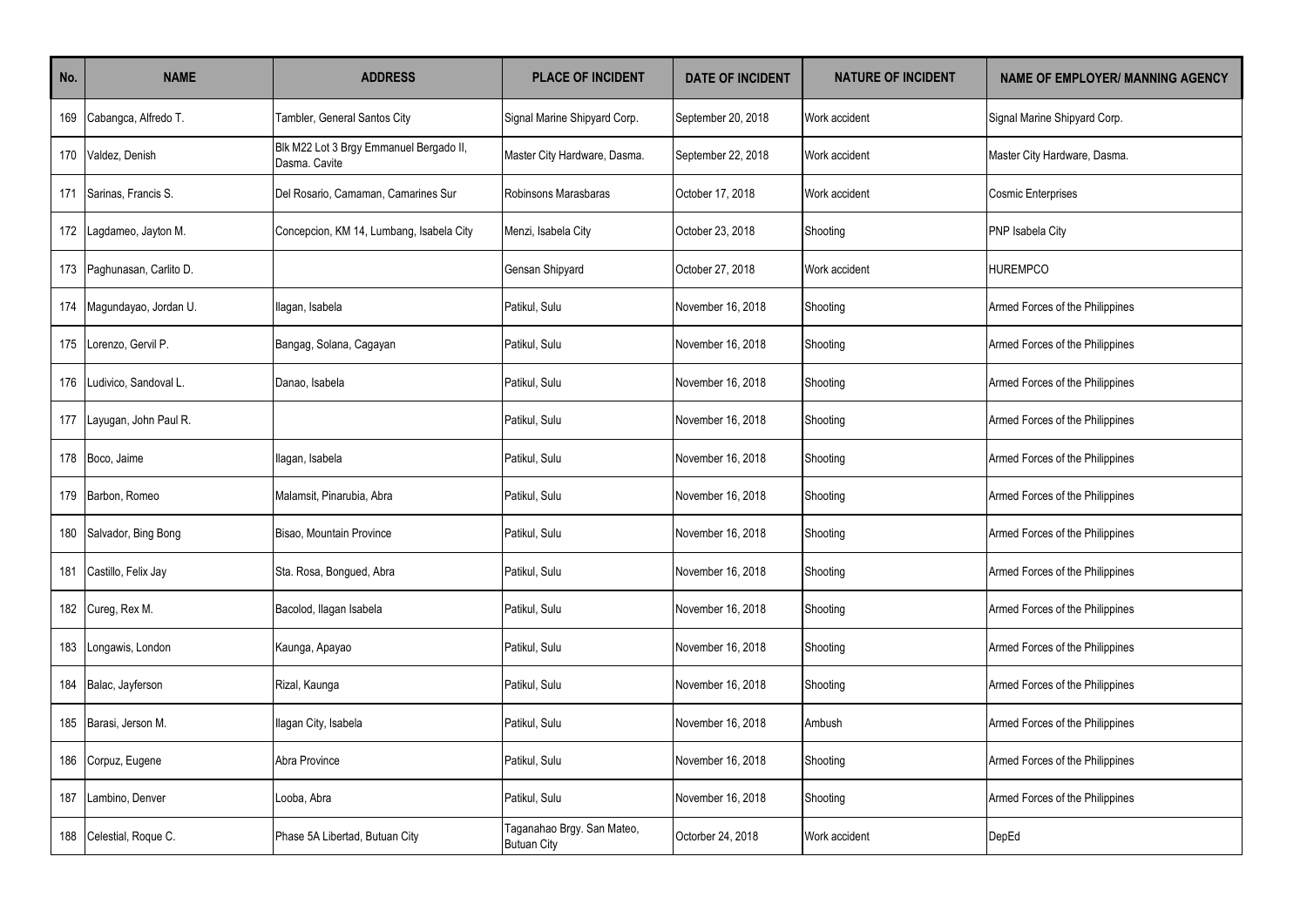| No. | NAME | ADDRESS | PLACE OF INCIDENT | DATE OF INCIDENT | NATURE OF INCIDENT | NAME OF EMPLOYER/ MANNING AGENCY |
|---|---|---|---|---|---|---|
| 169 | Cabangca, Alfredo T. | Tambler, General Santos City | Signal Marine Shipyard Corp. | September 20, 2018 | Work accident | Signal Marine Shipyard Corp. |
| 170 | Valdez, Denish | Blk M22 Lot 3 Brgy Emmanuel Bergado II, Dasma. Cavite | Master City Hardware, Dasma. | September 22, 2018 | Work accident | Master City Hardware, Dasma. |
| 171 | Sarinas, Francis S. | Del Rosario, Camaman, Camarines Sur | Robinsons Marasbaras | October 17, 2018 | Work accident | Cosmic Enterprises |
| 172 | Lagdameo, Jayton M. | Concepcion, KM 14, Lumbang, Isabela City | Menzi, Isabela City | October 23, 2018 | Shooting | PNP Isabela City |
| 173 | Paghunasan, Carlito D. | | Gensan Shipyard | October 27, 2018 | Work accident | HUREMPCO |
| 174 | Magundayao, Jordan U. | Ilagan, Isabela | Patikul, Sulu | November 16, 2018 | Shooting | Armed Forces of the Philippines |
| 175 | Lorenzo, Gervil P. | Bangag, Solana, Cagayan | Patikul, Sulu | November 16, 2018 | Shooting | Armed Forces of the Philippines |
| 176 | Ludivico, Sandoval L. | Danao, Isabela | Patikul, Sulu | November 16, 2018 | Shooting | Armed Forces of the Philippines |
| 177 | Layugan, John Paul R. | | Patikul, Sulu | November 16, 2018 | Shooting | Armed Forces of the Philippines |
| 178 | Boco, Jaime | Ilagan, Isabela | Patikul, Sulu | November 16, 2018 | Shooting | Armed Forces of the Philippines |
| 179 | Barbon, Romeo | Malamsit, Pinarubia, Abra | Patikul, Sulu | November 16, 2018 | Shooting | Armed Forces of the Philippines |
| 180 | Salvador, Bing Bong | Bisao, Mountain Province | Patikul, Sulu | November 16, 2018 | Shooting | Armed Forces of the Philippines |
| 181 | Castillo, Felix Jay | Sta. Rosa, Bongued, Abra | Patikul, Sulu | November 16, 2018 | Shooting | Armed Forces of the Philippines |
| 182 | Cureg, Rex M. | Bacolod, Ilagan Isabela | Patikul, Sulu | November 16, 2018 | Shooting | Armed Forces of the Philippines |
| 183 | Longawis, London | Kaunga, Apayao | Patikul, Sulu | November 16, 2018 | Shooting | Armed Forces of the Philippines |
| 184 | Balac, Jayferson | Rizal, Kaunga | Patikul, Sulu | November 16, 2018 | Shooting | Armed Forces of the Philippines |
| 185 | Barasi, Jerson M. | Ilagan City, Isabela | Patikul, Sulu | November 16, 2018 | Ambush | Armed Forces of the Philippines |
| 186 | Corpuz, Eugene | Abra Province | Patikul, Sulu | November 16, 2018 | Shooting | Armed Forces of the Philippines |
| 187 | Lambino, Denver | Looba, Abra | Patikul, Sulu | November 16, 2018 | Shooting | Armed Forces of the Philippines |
| 188 | Celestial, Roque C. | Phase 5A Libertad, Butuan City | Taganahao Brgy. San Mateo, Butuan City | Octorber 24, 2018 | Work accident | DepEd |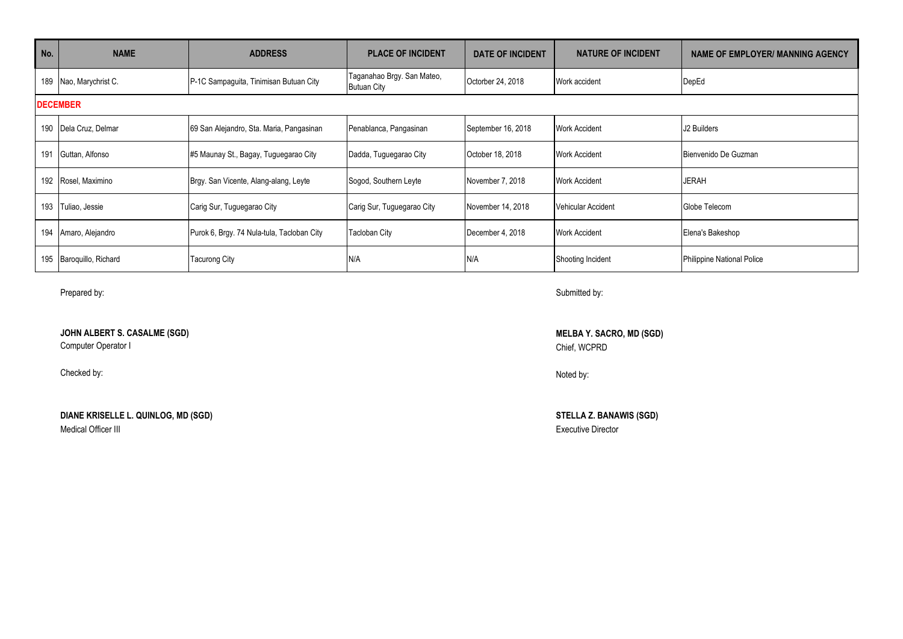| No. | NAME | ADDRESS | PLACE OF INCIDENT | DATE OF INCIDENT | NATURE OF INCIDENT | NAME OF EMPLOYER/ MANNING AGENCY |
|---|---|---|---|---|---|---|
| 189 | Nao, Marychrist C. | P-1C Sampaguita, Tinimisan Butuan City | Taganahao Brgy. San Mateo, Butuan City | Octorber 24, 2018 | Work accident | DepEd |
| **DECEMBER** | | | | | | |
| 190 | Dela Cruz, Delmar | 69 San Alejandro, Sta. Maria, Pangasinan | Penablanca, Pangasinan | September 16, 2018 | Work Accident | J2 Builders |
| 191 | Guttan, Alfonso | #5 Maunay St., Bagay, Tuguegarao City | Dadda, Tuguegarao City | October 18, 2018 | Work Accident | Bienvenido De Guzman |
| 192 | Rosel, Maximino | Brgy. San Vicente, Alang-alang, Leyte | Sogod, Southern Leyte | November 7, 2018 | Work Accident | JERAH |
| 193 | Tuliao, Jessie | Carig Sur, Tuguegarao City | Carig Sur, Tuguegarao City | November 14, 2018 | Vehicular Accident | Globe Telecom |
| 194 | Amaro, Alejandro | Purok 6, Brgy. 74 Nula-tula, Tacloban City | Tacloban City | December 4, 2018 | Work Accident | Elena's Bakeshop |
| 195 | Baroquillo, Richard | Tacurong City | N/A | N/A | Shooting Incident | Philippine National Police |

Prepared by:

**JOHN ALBERT S. CASALME (SGD)**
Computer Operator I

Submitted by:

**MELBA Y. SACRO, MD (SGD)**
Chief, WCPRD

Checked by:

**DIANE KRISELLE L. QUINLOG, MD (SGD)**
Medical Officer III

Noted by:

**STELLA Z. BANAWIS (SGD)**
Executive Director